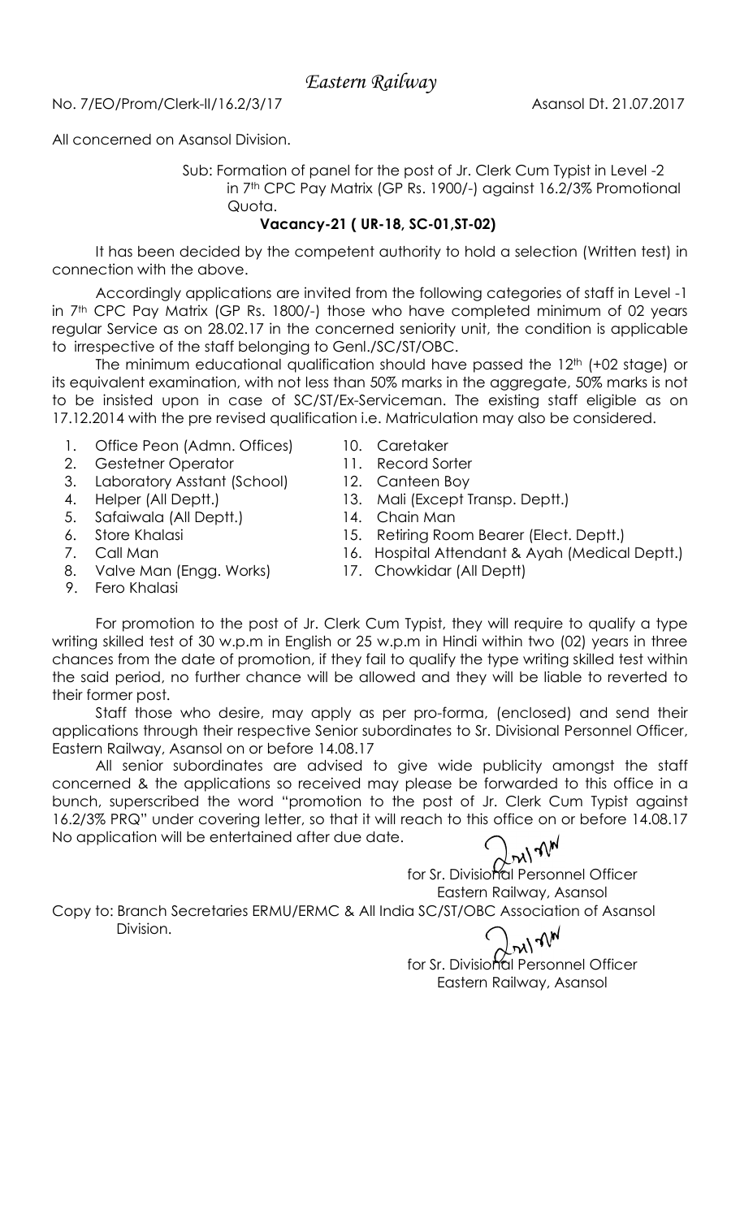# *Eastern Railway*

No. 7/EO/Prom/Clerk-II/16.2/3/17 Asansol Dt. 21.07.2017

All concerned on Asansol Division.

Sub: Formation of panel for the post of Jr. Clerk Cum Typist in Level -2 in 7th CPC Pay Matrix (GP Rs. 1900/-) against 16.2/3% Promotional Quota.

**Vacancy-21 ( UR-18, SC-01,ST-02)**

It has been decided by the competent authority to hold a selection (Written test) in connection with the above.

Accordingly applications are invited from the following categories of staff in Level -1 in 7th CPC Pay Matrix (GP Rs. 1800/-) those who have completed minimum of 02 years regular Service as on 28.02.17 in the concerned seniority unit, the condition is applicable to irrespective of the staff belonging to Genl./SC/ST/OBC.

The minimum educational qualification should have passed the 12th (+02 stage) or its equivalent examination, with not less than 50% marks in the aggregate, 50% marks is not to be insisted upon in case of SC/ST/Ex-Serviceman. The existing staff eligible as on 17.12.2014 with the pre revised qualification i.e. Matriculation may also be considered.

1. Office Peon (Admn. Offices)
2. Gestetner Operator
3. Laboratory Asstant (School)
4. Helper (All Deptt.)
5. Safaiwala (All Deptt.)
6. Store Khalasi
7. Call Man
8. Valve Man (Engg. Works)
9. Fero Khalasi
10. Caretaker
11. Record Sorter
12. Canteen Boy
13. Mali (Except Transp. Deptt.)
14. Chain Man
15. Retiring Room Bearer (Elect. Deptt.)
16. Hospital Attendant & Ayah (Medical Deptt.)
17. Chowkidar (All Deptt)

For promotion to the post of Jr. Clerk Cum Typist, they will require to qualify a type writing skilled test of 30 w.p.m in English or 25 w.p.m in Hindi within two (02) years in three chances from the date of promotion, if they fail to qualify the type writing skilled test within the said period, no further chance will be allowed and they will be liable to reverted to their former post.

Staff those who desire, may apply as per pro-forma, (enclosed) and send their applications through their respective Senior subordinates to Sr. Divisional Personnel Officer, Eastern Railway, Asansol on or before 14.08.17

All senior subordinates are advised to give wide publicity amongst the staff concerned & the applications so received may please be forwarded to this office in a bunch, superscribed the word "promotion to the post of Jr. Clerk Cum Typist against 16.2/3% PRQ" under covering letter, so that it will reach to this office on or before 14.08.17 No application will be entertained after due date.

for Sr. Divisional Personnel Officer
Eastern Railway, Asansol

Copy to: Branch Secretaries ERMU/ERMC & All India SC/ST/OBC Association of Asansol Division.

for Sr. Divisional Personnel Officer
Eastern Railway, Asansol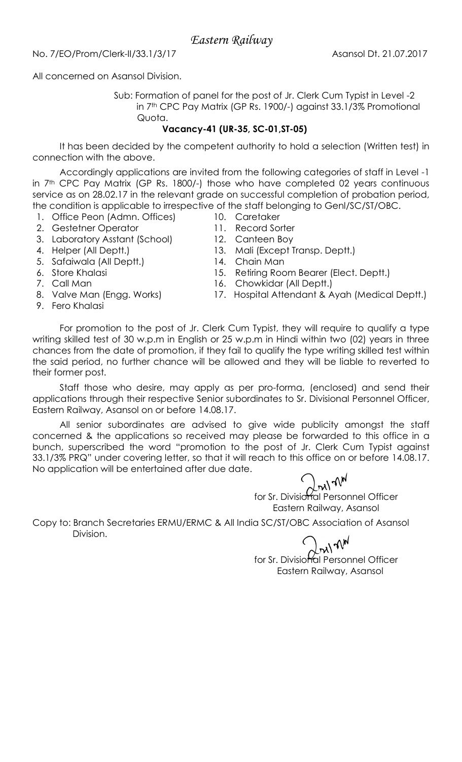# *Eastern Railway*

No. 7/EO/Prom/Clerk-II/33.1/3/17 Asansol Dt. 21.07.2017

All concerned on Asansol Division.

Sub: Formation of panel for the post of Jr. Clerk Cum Typist in Level -2 in 7th CPC Pay Matrix (GP Rs. 1900/-) against 33.1/3% Promotional Quota.

**Vacancy-41 (UR-35, SC-01,ST-05)**

It has been decided by the competent authority to hold a selection (Written test) in connection with the above.

Accordingly applications are invited from the following categories of staff in Level -1 in 7th CPC Pay Matrix (GP Rs. 1800/-) those who have completed 02 years continuous service as on 28.02.17 in the relevant grade on successful completion of probation period, the condition is applicable to irrespective of the staff belonging to Genl/SC/ST/OBC.

1. Office Peon (Admn. Offices)
2. Gestetner Operator
3. Laboratory Asstant (School)
4. Helper (All Deptt.)
5. Safaiwala (All Deptt.)
6. Store Khalasi
7. Call Man
8. Valve Man (Engg. Works)
9. Fero Khalasi
10. Caretaker
11. Record Sorter
12. Canteen Boy
13. Mali (Except Transp. Deptt.)
14. Chain Man
15. Retiring Room Bearer (Elect. Deptt.)
16. Chowkidar (All Deptt.)
17. Hospital Attendant & Ayah (Medical Deptt.)

For promotion to the post of Jr. Clerk Cum Typist, they will require to qualify a type writing skilled test of 30 w.p.m in English or 25 w.p.m in Hindi within two (02) years in three chances from the date of promotion, if they fail to qualify the type writing skilled test within the said period, no further chance will be allowed and they will be liable to reverted to their former post.

Staff those who desire, may apply as per pro-forma, (enclosed) and send their applications through their respective Senior subordinates to Sr. Divisional Personnel Officer, Eastern Railway, Asansol on or before 14.08.17.

All senior subordinates are advised to give wide publicity amongst the staff concerned & the applications so received may please be forwarded to this office in a bunch, superscribed the word "promotion to the post of Jr. Clerk Cum Typist against 33.1/3% PRQ" under covering letter, so that it will reach to this office on or before 14.08.17. No application will be entertained after due date.

for Sr. Divisional Personnel Officer
Eastern Railway, Asansol

Copy to: Branch Secretaries ERMU/ERMC & All India SC/ST/OBC Association of Asansol Division.

for Sr. Divisional Personnel Officer
Eastern Railway, Asansol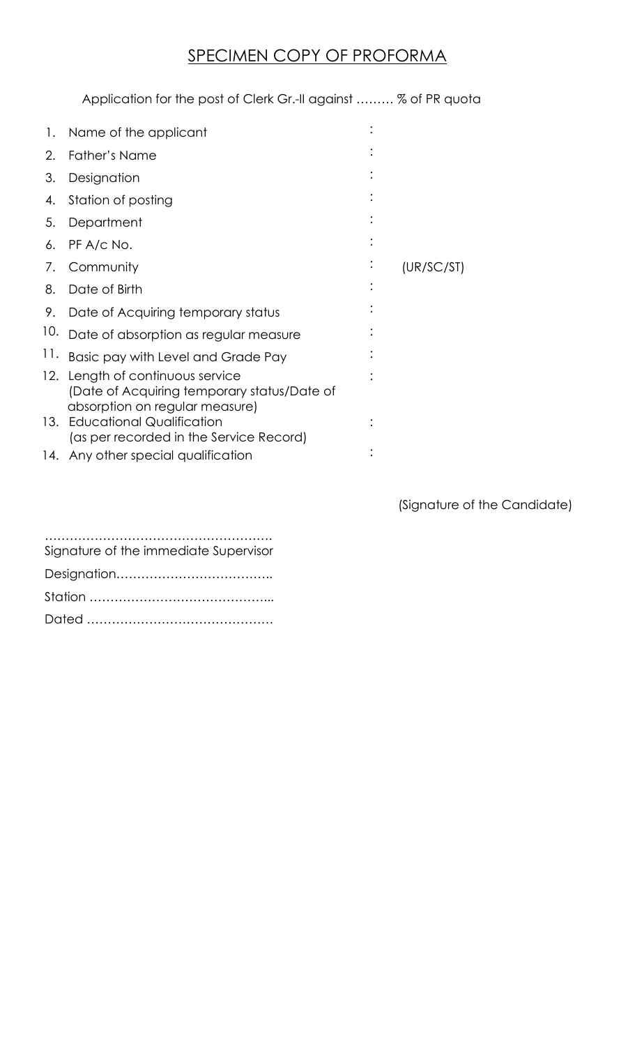# SPECIMEN COPY OF PROFORMA

Application for the post of Clerk Gr.-II against ……… % of PR quota

| | | | |
|---|---|---|---|
| 1. | Name of the applicant | : | |
| 2. | Father's Name | : | |
| 3. | Designation | : | |
| 4. | Station of posting | : | |
| 5. | Department | : | |
| 6. | PF A/c No. | : | |
| 7. | Community | : | (UR/SC/ST) |
| 8. | Date of Birth | : | |
| 9. | Date of Acquiring temporary status | : | |
| 10. | Date of absorption as regular measure | : | |
| 11. | Basic pay with Level and Grade Pay | : | |
| 12. | Length of continuous service (Date of Acquiring temporary status/Date of absorption on regular measure) | : | |
| 13. | Educational Qualification (as per recorded in the Service Record) | : | |
| 14. | Any other special qualification | : | |

(Signature of the Candidate)

……………………………………………….
Signature of the immediate Supervisor

Designation………………………………..

Station ……………………………………..

Dated ………………………………………